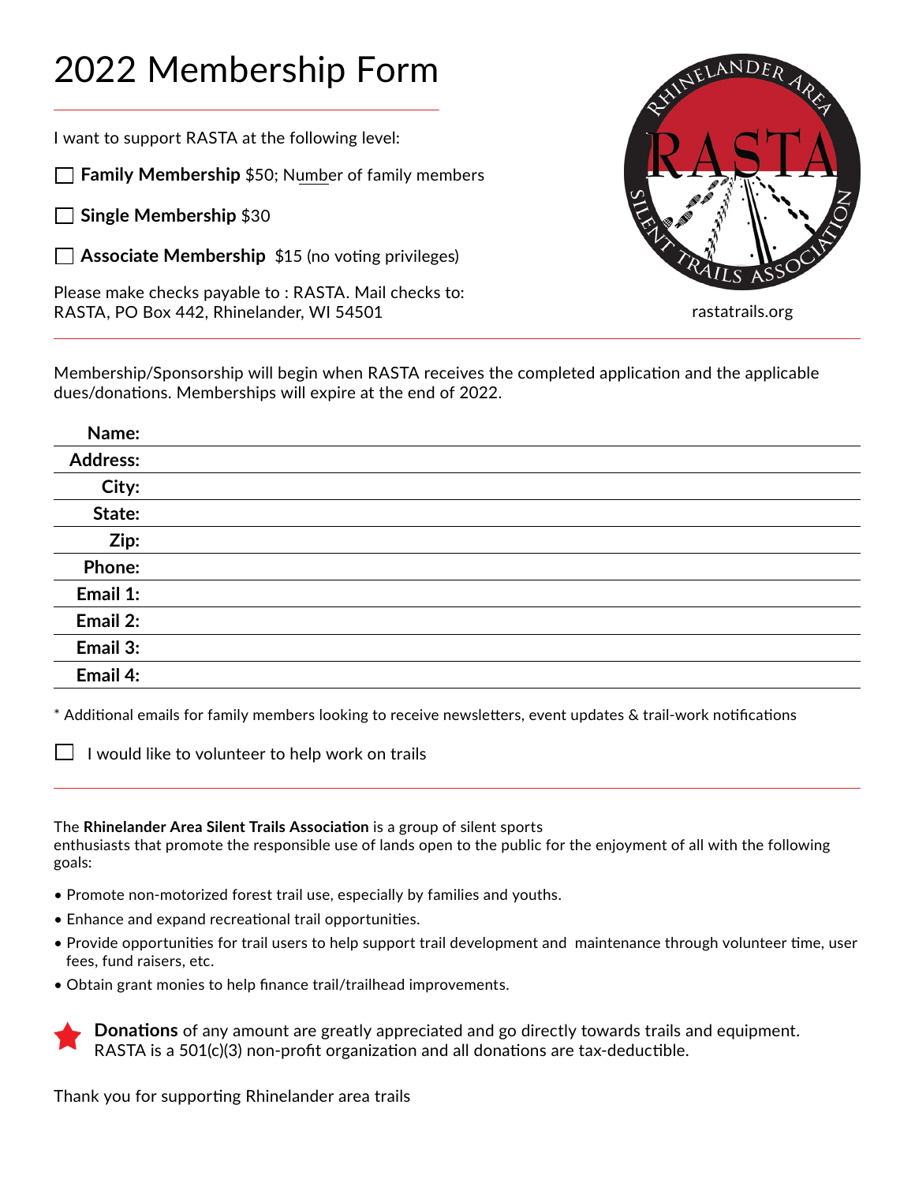# 2022 Membership Form

I want to support RASTA at the following level:

☐ **Family Membership** $50; Number of family members

☐ **Single Membership** $30

☐ **Associate Membership** $15 (no voting privileges)

Please make checks payable to : RASTA. Mail checks to:
RASTA, PO Box 442, Rhinelander, WI 54501

RHINELANDER AREA RASTA SILENT TRAILS ASSOCIATION

rastatrails.org

Membership/Sponsorship will begin when RASTA receives the completed application and the applicable dues/donations. Memberships will expire at the end of 2022.

**Name:**

**Address:**

**City:**

**State:**

**Zip:**

**Phone:**

**Email 1:**

**Email 2:**

**Email 3:**

**Email 4:**

* Additional emails for family members looking to receive newsletters, event updates & trail-work notifications

☐ I would like to volunteer to help work on trails

The **Rhinelander Area Silent Trails Association** is a group of silent sports enthusiasts that promote the responsible use of lands open to the public for the enjoyment of all with the following goals:

- Promote non-motorized forest trail use, especially by families and youths.
- Enhance and expand recreational trail opportunities.
- Provide opportunities for trail users to help support trail development and maintenance through volunteer time, user fees, fund raisers, etc.
- Obtain grant monies to help finance trail/trailhead improvements.

**Donations** of any amount are greatly appreciated and go directly towards trails and equipment. RASTA is a 501(c)(3) non-profit organization and all donations are tax-deductible.

Thank you for supporting Rhinelander area trails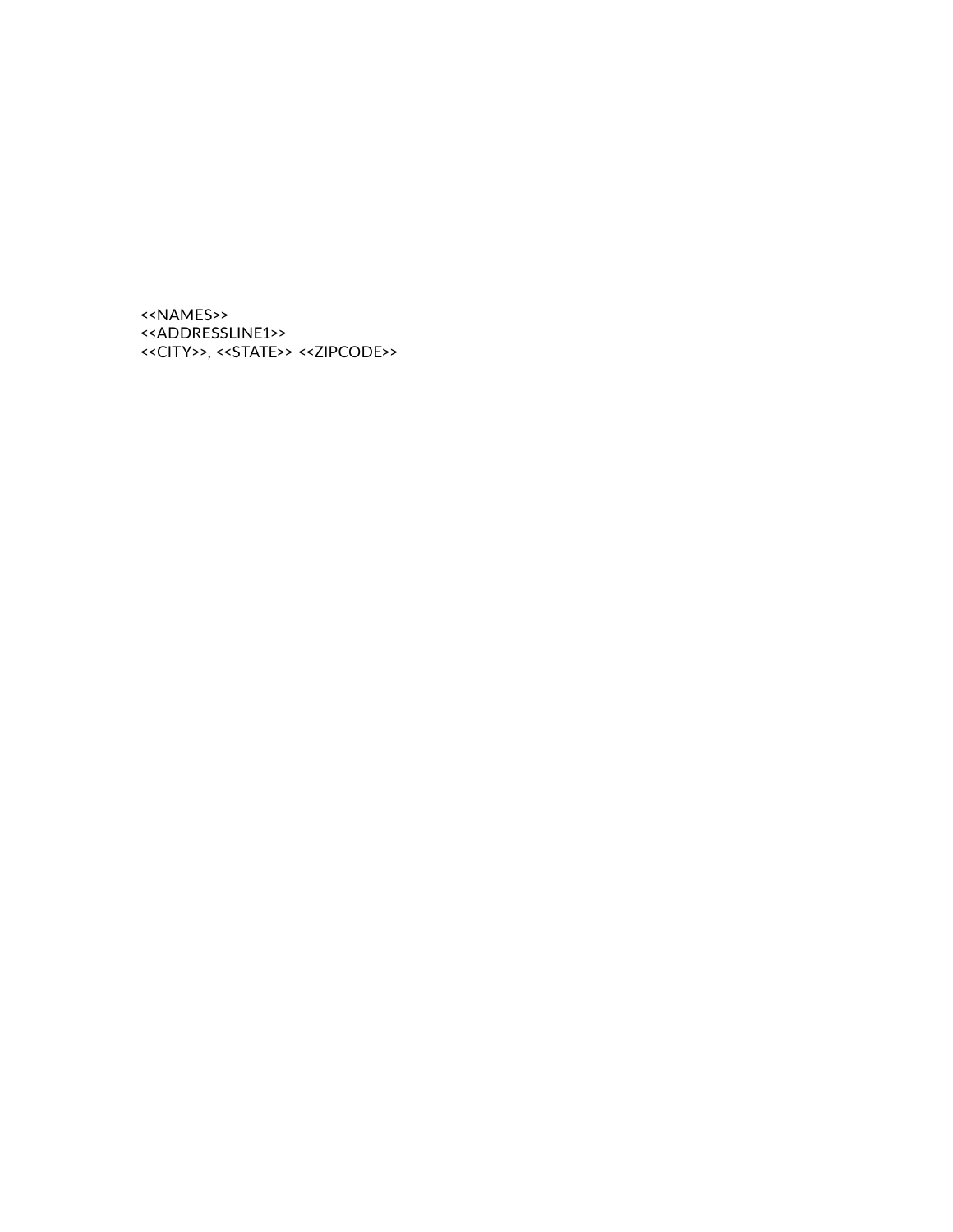<<NAMES>>
<<ADDRESSLINE1>>
<<CITY>>, <<STATE>> <<ZIPCODE>>